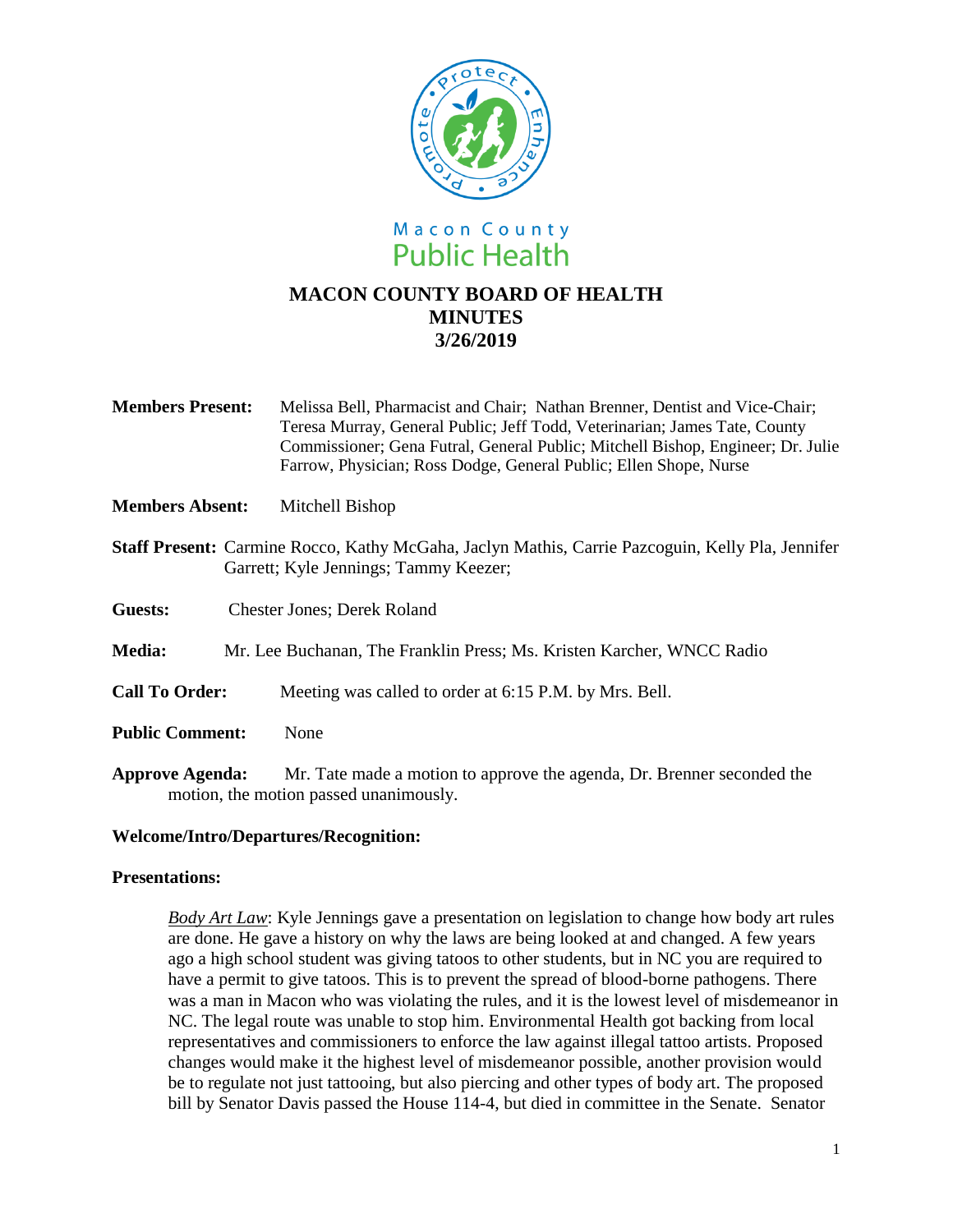Macon County
Public Health

# MACON COUNTY BOARD OF HEALTH
# MINUTES
# 3/26/2019

**Members Present:** Melissa Bell, Pharmacist and Chair; Nathan Brenner, Dentist and Vice-Chair; Teresa Murray, General Public; Jeff Todd, Veterinarian; James Tate, County Commissioner; Gena Futral, General Public; Mitchell Bishop, Engineer; Dr. Julie Farrow, Physician; Ross Dodge, General Public; Ellen Shope, Nurse

**Members Absent:** Mitchell Bishop

**Staff Present:** Carmine Rocco, Kathy McGaha, Jaclyn Mathis, Carrie Pazcoguin, Kelly Pla, Jennifer Garrett; Kyle Jennings; Tammy Keezer;

**Guests:** Chester Jones; Derek Roland

**Media:** Mr. Lee Buchanan, The Franklin Press; Ms. Kristen Karcher, WNCC Radio

**Call To Order:** Meeting was called to order at 6:15 P.M. by Mrs. Bell.

**Public Comment:** None

**Approve Agenda:** Mr. Tate made a motion to approve the agenda, Dr. Brenner seconded the motion, the motion passed unanimously.

**Welcome/Intro/Departures/Recognition:**

**Presentations:**

*Body Art Law*: Kyle Jennings gave a presentation on legislation to change how body art rules are done. He gave a history on why the laws are being looked at and changed. A few years ago a high school student was giving tatoos to other students, but in NC you are required to have a permit to give tatoos. This is to prevent the spread of blood-borne pathogens. There was a man in Macon who was violating the rules, and it is the lowest level of misdemeanor in NC. The legal route was unable to stop him. Environmental Health got backing from local representatives and commissioners to enforce the law against illegal tattoo artists. Proposed changes would make it the highest level of misdemeanor possible, another provision would be to regulate not just tattooing, but also piercing and other types of body art. The proposed bill by Senator Davis passed the House 114-4, but died in committee in the Senate. Senator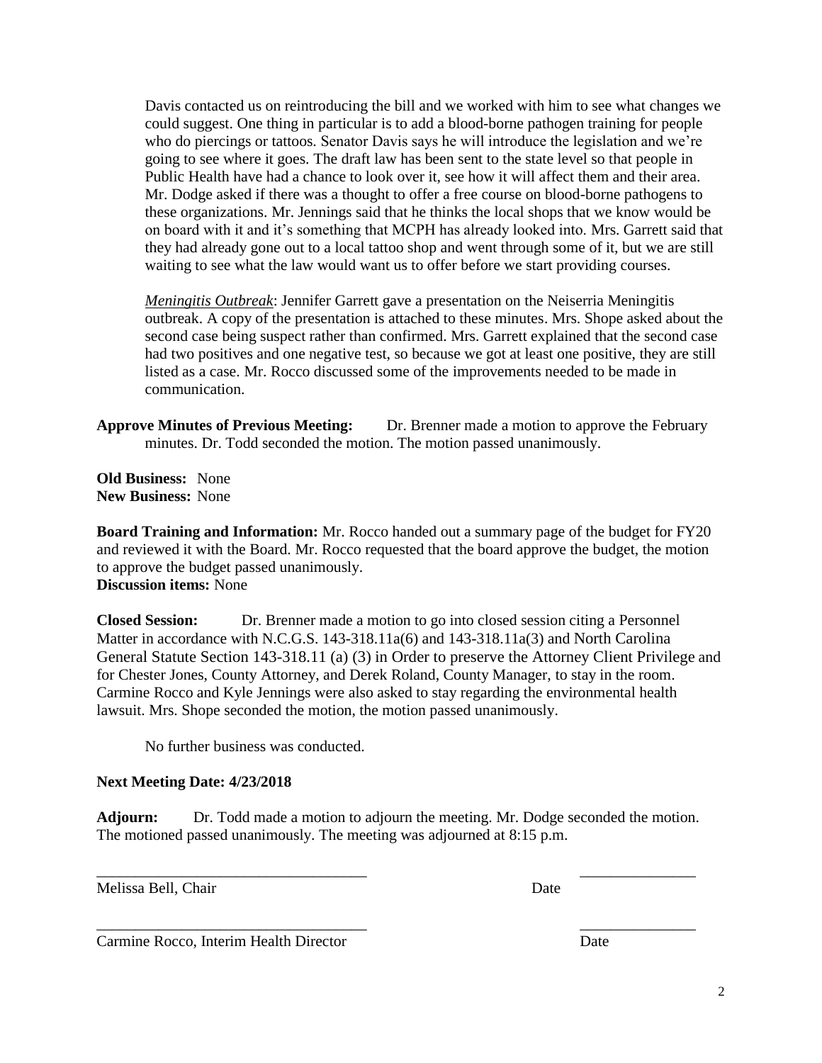Davis contacted us on reintroducing the bill and we worked with him to see what changes we could suggest. One thing in particular is to add a blood-borne pathogen training for people who do piercings or tattoos. Senator Davis says he will introduce the legislation and we're going to see where it goes. The draft law has been sent to the state level so that people in Public Health have had a chance to look over it, see how it will affect them and their area. Mr. Dodge asked if there was a thought to offer a free course on blood-borne pathogens to these organizations. Mr. Jennings said that he thinks the local shops that we know would be on board with it and it's something that MCPH has already looked into. Mrs. Garrett said that they had already gone out to a local tattoo shop and went through some of it, but we are still waiting to see what the law would want us to offer before we start providing courses.

*Meningitis Outbreak*: Jennifer Garrett gave a presentation on the Neiserria Meningitis outbreak. A copy of the presentation is attached to these minutes. Mrs. Shope asked about the second case being suspect rather than confirmed. Mrs. Garrett explained that the second case had two positives and one negative test, so because we got at least one positive, they are still listed as a case. Mr. Rocco discussed some of the improvements needed to be made in communication.

**Approve Minutes of Previous Meeting:** Dr. Brenner made a motion to approve the February minutes. Dr. Todd seconded the motion. The motion passed unanimously.

**Old Business:** None
**New Business:** None

**Board Training and Information:** Mr. Rocco handed out a summary page of the budget for FY20 and reviewed it with the Board. Mr. Rocco requested that the board approve the budget, the motion to approve the budget passed unanimously.
**Discussion items:** None

**Closed Session:** Dr. Brenner made a motion to go into closed session citing a Personnel Matter in accordance with N.C.G.S. 143-318.11a(6) and 143-318.11a(3) and North Carolina General Statute Section 143-318.11 (a) (3) in Order to preserve the Attorney Client Privilege and for Chester Jones, County Attorney, and Derek Roland, County Manager, to stay in the room. Carmine Rocco and Kyle Jennings were also asked to stay regarding the environmental health lawsuit. Mrs. Shope seconded the motion, the motion passed unanimously.

No further business was conducted.

**Next Meeting Date: 4/23/2018**

**Adjourn:** Dr. Todd made a motion to adjourn the meeting. Mr. Dodge seconded the motion. The motioned passed unanimously. The meeting was adjourned at 8:15 p.m.

___________________________________ _______________
Melissa Bell, Chair Date

___________________________________ _______________
Carmine Rocco, Interim Health Director Date